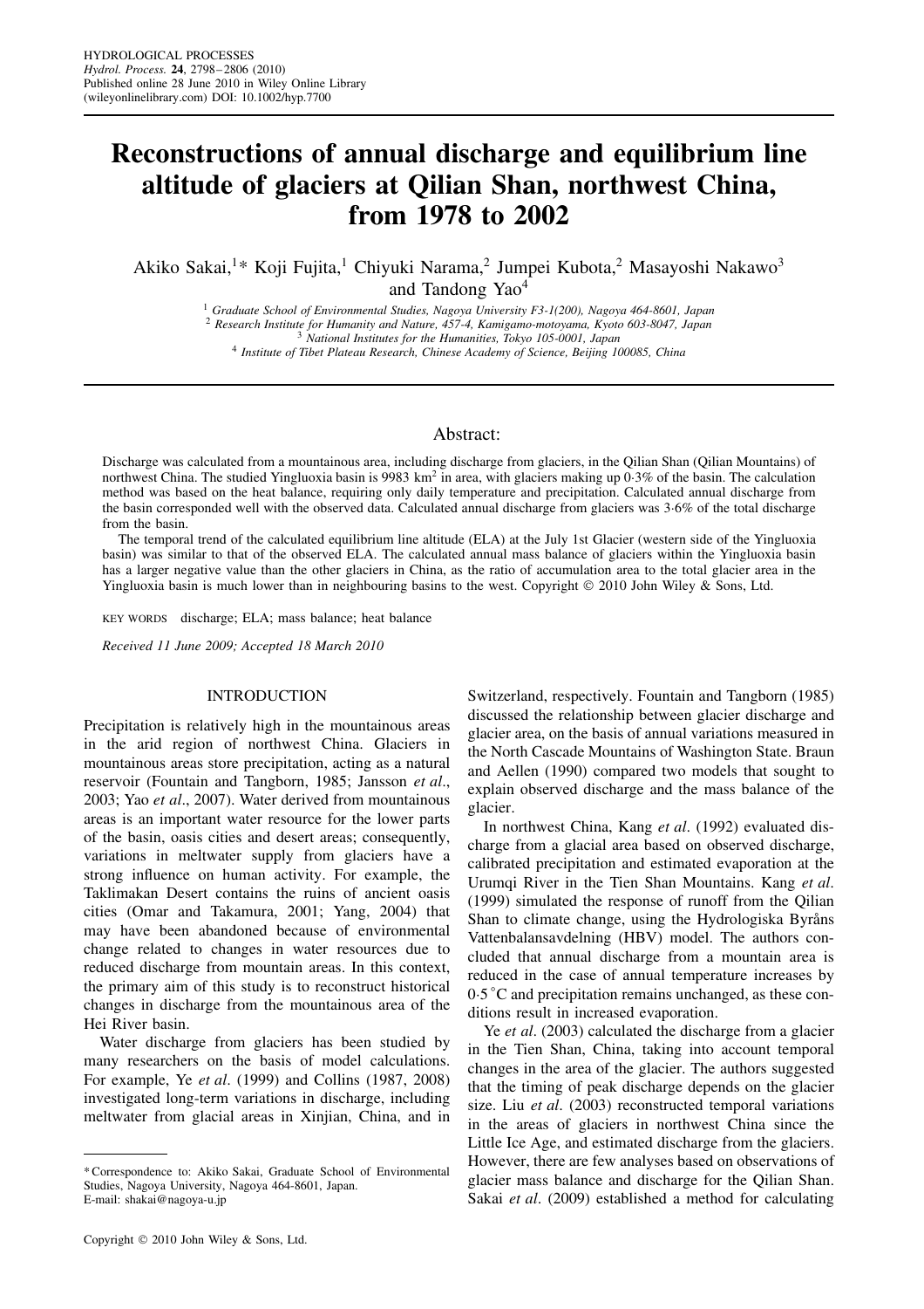# Reconstructions of annual discharge and equilibrium line altitude of glaciers at Qilian Shan, northwest China, from 1978 to 2002

Akiko Sakai,[1]* Koji Fujita,[1] Chiyuki Narama,[2] Jumpei Kubota,[2] Masayoshi Nakawo[3] and Tandong Yao[4]

[1] *Graduate School of Environmental Studies, Nagoya University F3-1(200), Nagoya 464-8601, Japan*
[2] *Research Institute for Humanity and Nature, 457-4, Kamigamo-motoyama, Kyoto 603-8047, Japan*
[3] *National Institutes for the Humanities, Tokyo 105-0001, Japan*
[4] *Institute of Tibet Plateau Research, Chinese Academy of Science, Beijing 100085, China*

## Abstract:

Discharge was calculated from a mountainous area, including discharge from glaciers, in the Qilian Shan (Qilian Mountains) of northwest China. The studied Yingluoxia basin is 9983 km$^2$ in area, with glaciers making up 0·3% of the basin. The calculation method was based on the heat balance, requiring only daily temperature and precipitation. Calculated annual discharge from the basin corresponded well with the observed data. Calculated annual discharge from glaciers was 3·6% of the total discharge from the basin.

The temporal trend of the calculated equilibrium line altitude (ELA) at the July 1st Glacier (western side of the Yingluoxia basin) was similar to that of the observed ELA. The calculated annual mass balance of glaciers within the Yingluoxia basin has a larger negative value than the other glaciers in China, as the ratio of accumulation area to the total glacier area in the Yingluoxia basin is much lower than in neighbouring basins to the west. Copyright © 2010 John Wiley & Sons, Ltd.

KEY WORDS discharge; ELA; mass balance; heat balance

*Received 11 June 2009; Accepted 18 March 2010*

## INTRODUCTION

Precipitation is relatively high in the mountainous areas in the arid region of northwest China. Glaciers in mountainous areas store precipitation, acting as a natural reservoir (Fountain and Tangborn, 1985; Jansson *et al*., 2003; Yao *et al*., 2007). Water derived from mountainous areas is an important water resource for the lower parts of the basin, oasis cities and desert areas; consequently, variations in meltwater supply from glaciers have a strong influence on human activity. For example, the Taklimakan Desert contains the ruins of ancient oasis cities (Omar and Takamura, 2001; Yang, 2004) that may have been abandoned because of environmental change related to changes in water resources due to reduced discharge from mountain areas. In this context, the primary aim of this study is to reconstruct historical changes in discharge from the mountainous area of the Hei River basin.

Water discharge from glaciers has been studied by many researchers on the basis of model calculations. For example, Ye *et al*. (1999) and Collins (1987, 2008) investigated long-term variations in discharge, including meltwater from glacial areas in Xinjian, China, and in Switzerland, respectively. Fountain and Tangborn (1985) discussed the relationship between glacier discharge and glacier area, on the basis of annual variations measured in the North Cascade Mountains of Washington State. Braun and Aellen (1990) compared two models that sought to explain observed discharge and the mass balance of the glacier.

In northwest China, Kang *et al*. (1992) evaluated discharge from a glacial area based on observed discharge, calibrated precipitation and estimated evaporation at the Urumqi River in the Tien Shan Mountains. Kang *et al*. (1999) simulated the response of runoff from the Qilian Shan to climate change, using the Hydrologiska Byråns Vattenbalansavdelning (HBV) model. The authors concluded that annual discharge from a mountain area is reduced in the case of annual temperature increases by 0·5 °C and precipitation remains unchanged, as these conditions result in increased evaporation.

Ye *et al*. (2003) calculated the discharge from a glacier in the Tien Shan, China, taking into account temporal changes in the area of the glacier. The authors suggested that the timing of peak discharge depends on the glacier size. Liu *et al*. (2003) reconstructed temporal variations in the areas of glaciers in northwest China since the Little Ice Age, and estimated discharge from the glaciers. However, there are few analyses based on observations of glacier mass balance and discharge for the Qilian Shan. Sakai *et al*. (2009) established a method for calculating

*Correspondence to: Akiko Sakai, Graduate School of Environmental Studies, Nagoya University, Nagoya 464-8601, Japan. E-mail: shakai@nagoya-u.jp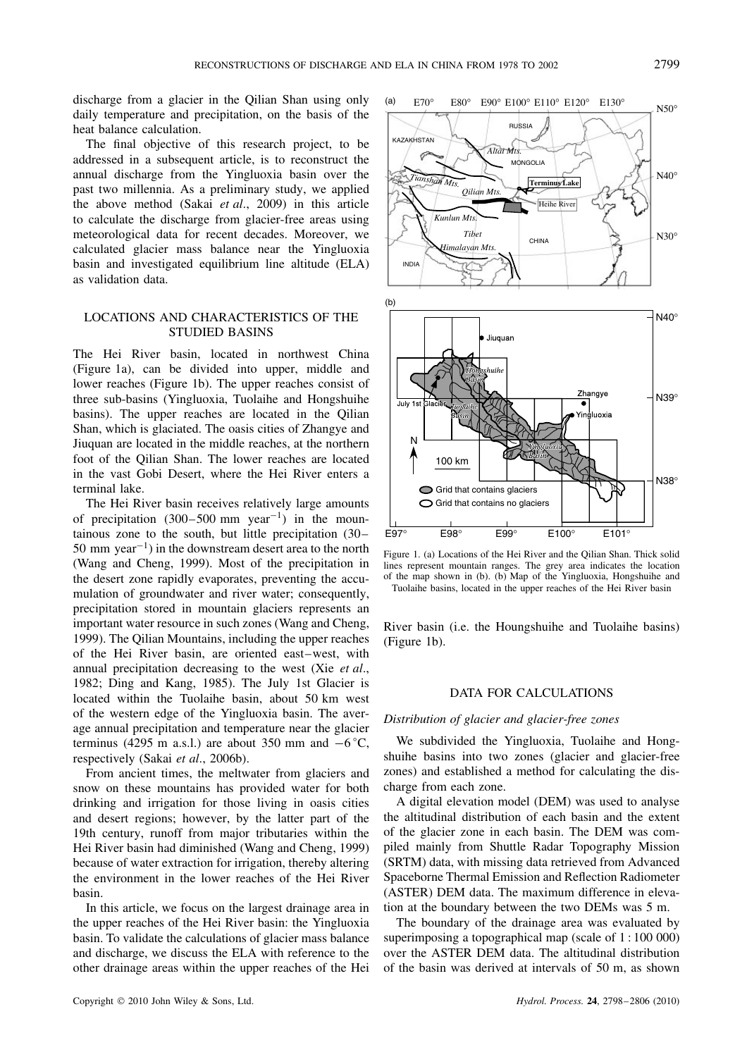discharge from a glacier in the Qilian Shan using only daily temperature and precipitation, on the basis of the heat balance calculation.

The final objective of this research project, to be addressed in a subsequent article, is to reconstruct the annual discharge from the Yingluoxia basin over the past two millennia. As a preliminary study, we applied the above method (Sakai *et al*., 2009) in this article to calculate the discharge from glacier-free areas using meteorological data for recent decades. Moreover, we calculated glacier mass balance near the Yingluoxia basin and investigated equilibrium line altitude (ELA) as validation data.

## LOCATIONS AND CHARACTERISTICS OF THE STUDIED BASINS

The Hei River basin, located in northwest China (Figure 1a), can be divided into upper, middle and lower reaches (Figure 1b). The upper reaches consist of three sub-basins (Yingluoxia, Tuolaihe and Hongshuihe basins). The upper reaches are located in the Qilian Shan, which is glaciated. The oasis cities of Zhangye and Jiuquan are located in the middle reaches, at the northern foot of the Qilian Shan. The lower reaches are located in the vast Gobi Desert, where the Hei River enters a terminal lake.

The Hei River basin receives relatively large amounts of precipitation (300–500 mm year$^{-1}$) in the mountainous zone to the south, but little precipitation (30–50 mm year$^{-1}$) in the downstream desert area to the north (Wang and Cheng, 1999). Most of the precipitation in the desert zone rapidly evaporates, preventing the accumulation of groundwater and river water; consequently, precipitation stored in mountain glaciers represents an important water resource in such zones (Wang and Cheng, 1999). The Qilian Mountains, including the upper reaches of the Hei River basin, are oriented east–west, with annual precipitation decreasing to the west (Xie *et al*., 1982; Ding and Kang, 1985). The July 1st Glacier is located within the Tuolaihe basin, about 50 km west of the western edge of the Yingluoxia basin. The average annual precipitation and temperature near the glacier terminus (4295 m a.s.l.) are about 350 mm and −6 °C, respectively (Sakai *et al*., 2006b).

From ancient times, the meltwater from glaciers and snow on these mountains has provided water for both drinking and irrigation for those living in oasis cities and desert regions; however, by the latter part of the 19th century, runoff from major tributaries within the Hei River basin had diminished (Wang and Cheng, 1999) because of water extraction for irrigation, thereby altering the environment in the lower reaches of the Hei River basin.

In this article, we focus on the largest drainage area in the upper reaches of the Hei River basin: the Yingluoxia basin. To validate the calculations of glacier mass balance and discharge, we discuss the ELA with reference to the other drainage areas within the upper reaches of the Hei River basin (i.e. the Houngshuihe and Tuolaihe basins) (Figure 1b).

(a) E70° E80° E90° E100° E110° E120° E130° N50° N40° N30°
RUSSIA
KAZAKHSTAN
Altai Mts.
MONGOLIA
Tianshan Mts.
Qilian Mts.
Terminus Lake
Heihe River
Kunlun Mts.
Tibet
CHINA
Himalayan Mts.
INDIA

(b) N40° N39° N38°
Jiuquan
Hongshuihe Basin
Zhangye
July 1st Glacier
Tuolaihe Basin
Yingluoxia
N
100 km
Yingluoxia Basin
Grid that contains glaciers
Grid that contains no glaciers
E97° E98° E99° E100° E101°

Figure 1. (a) Locations of the Hei River and the Qilian Shan. Thick solid lines represent mountain ranges. The grey area indicates the location of the map shown in (b). (b) Map of the Yingluoxia, Hongshuihe and Tuolaihe basins, located in the upper reaches of the Hei River basin

## DATA FOR CALCULATIONS

### Distribution of glacier and glacier-free zones

We subdivided the Yingluoxia, Tuolaihe and Hongshuihe basins into two zones (glacier and glacier-free zones) and established a method for calculating the discharge from each zone.

A digital elevation model (DEM) was used to analyse the altitudinal distribution of each basin and the extent of the glacier zone in each basin. The DEM was compiled mainly from Shuttle Radar Topography Mission (SRTM) data, with missing data retrieved from Advanced Spaceborne Thermal Emission and Reflection Radiometer (ASTER) DEM data. The maximum difference in elevation at the boundary between the two DEMs was 5 m.

The boundary of the drainage area was evaluated by superimposing a topographical map (scale of 1 : 100 000) over the ASTER DEM data. The altitudinal distribution of the basin was derived at intervals of 50 m, as shown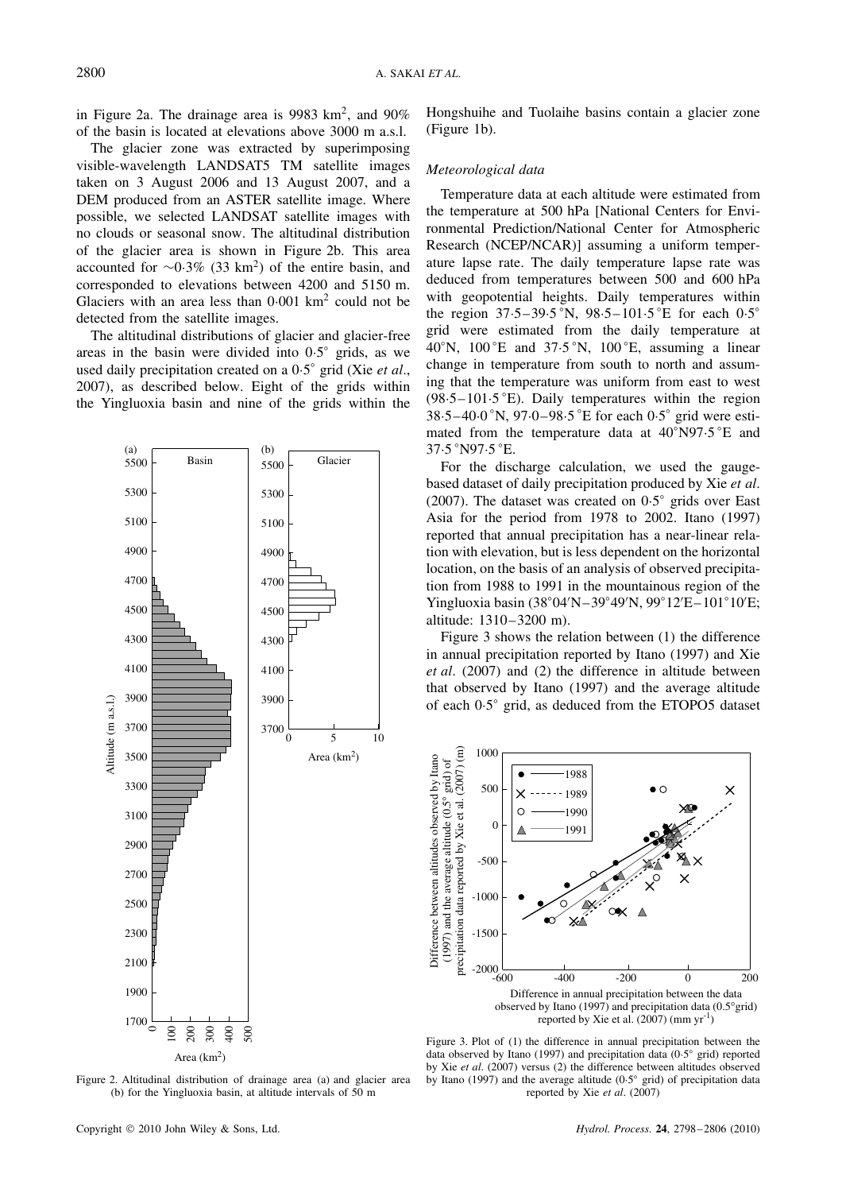in Figure 2a. The drainage area is 9983 km$^2$, and 90% of the basin is located at elevations above 3000 m a.s.l.

The glacier zone was extracted by superimposing visible-wavelength LANDSAT5 TM satellite images taken on 3 August 2006 and 13 August 2007, and a DEM produced from an ASTER satellite image. Where possible, we selected LANDSAT satellite images with no clouds or seasonal snow. The altitudinal distribution of the glacier area is shown in Figure 2b. This area accounted for ~0·3% (33 km$^2$) of the entire basin, and corresponded to elevations between 4200 and 5150 m. Glaciers with an area less than 0·001 km$^2$ could not be detected from the satellite images.

The altitudinal distributions of glacier and glacier-free areas in the basin were divided into 0·5° grids, as we used daily precipitation created on a 0·5° grid (Xie *et al*., 2007), as described below. Eight of the grids within the Yingluoxia basin and nine of the grids within the Hongshuihe and Tuolaihe basins contain a glacier zone (Figure 1b).

(a) Basin
Altitude (m a.s.l.)
5500
5300
5100
4900
4700
4500
4300
4100
3900
3700
3500
3300
3100
2900
2700
2500
2300
2100
1900
1700
0 100 200 300 400 500
Area (km$^2$)

(b) Glacier
5500
5300
5100
4900
4700
4500
4300
4100
3900
3700
0 5 10
Area (km$^2$)

Figure 2. Altitudinal distribution of drainage area (a) and glacier area (b) for the Yingluoxia basin, at altitude intervals of 50 m

*Meteorological data*

Temperature data at each altitude were estimated from the temperature at 500 hPa [National Centers for Environmental Prediction/National Center for Atmospheric Research (NCEP/NCAR)] assuming a uniform temperature lapse rate. The daily temperature lapse rate was deduced from temperatures between 500 and 600 hPa with geopotential heights. Daily temperatures within the region 37·5–39·5 °N, 98·5–101·5 °E for each 0·5° grid were estimated from the daily temperature at 40°N, 100 °E and 37·5 °N, 100 °E, assuming a linear change in temperature from south to north and assuming that the temperature was uniform from east to west (98·5–101·5 °E). Daily temperatures within the region 38·5–40·0 °N, 97·0–98·5 °E for each 0·5° grid were estimated from the temperature data at 40°N97·5 °E and 37·5 °N97·5 °E.

For the discharge calculation, we used the gauge-based dataset of daily precipitation produced by Xie *et al*. (2007). The dataset was created on 0·5° grids over East Asia for the period from 1978 to 2002. Itano (1997) reported that annual precipitation has a near-linear relation with elevation, but is less dependent on the horizontal location, on the basis of an analysis of observed precipitation from 1988 to 1991 in the mountainous region of the Yingluoxia basin (38°04′N–39°49′N, 99°12′E–101°10′E; altitude: 1310–3200 m).

Figure 3 shows the relation between (1) the difference in annual precipitation reported by Itano (1997) and Xie *et al*. (2007) and (2) the difference in altitude between that observed by Itano (1997) and the average altitude of each 0·5° grid, as deduced from the ETOPO5 dataset

Difference between altitudes observed by Itano (1997) and the average altitude (0.5° grid) of precipitation data reported by Xie et al. (2007) (m)
1000
500
0
-500
-1000
-1500
-2000
-600 -400 -200 0 200
1988
1989
1990
1991
Difference in annual precipitation between the data observed by Itano (1997) and precipitation data (0.5°grid) reported by Xie et al. (2007) (mm yr$^{-1}$)

Figure 3. Plot of (1) the difference in annual precipitation between the data observed by Itano (1997) and precipitation data (0·5° grid) reported by Xie *et al*. (2007) versus (2) the difference between altitudes observed by Itano (1997) and the average altitude (0·5° grid) of precipitation data reported by Xie *et al*. (2007)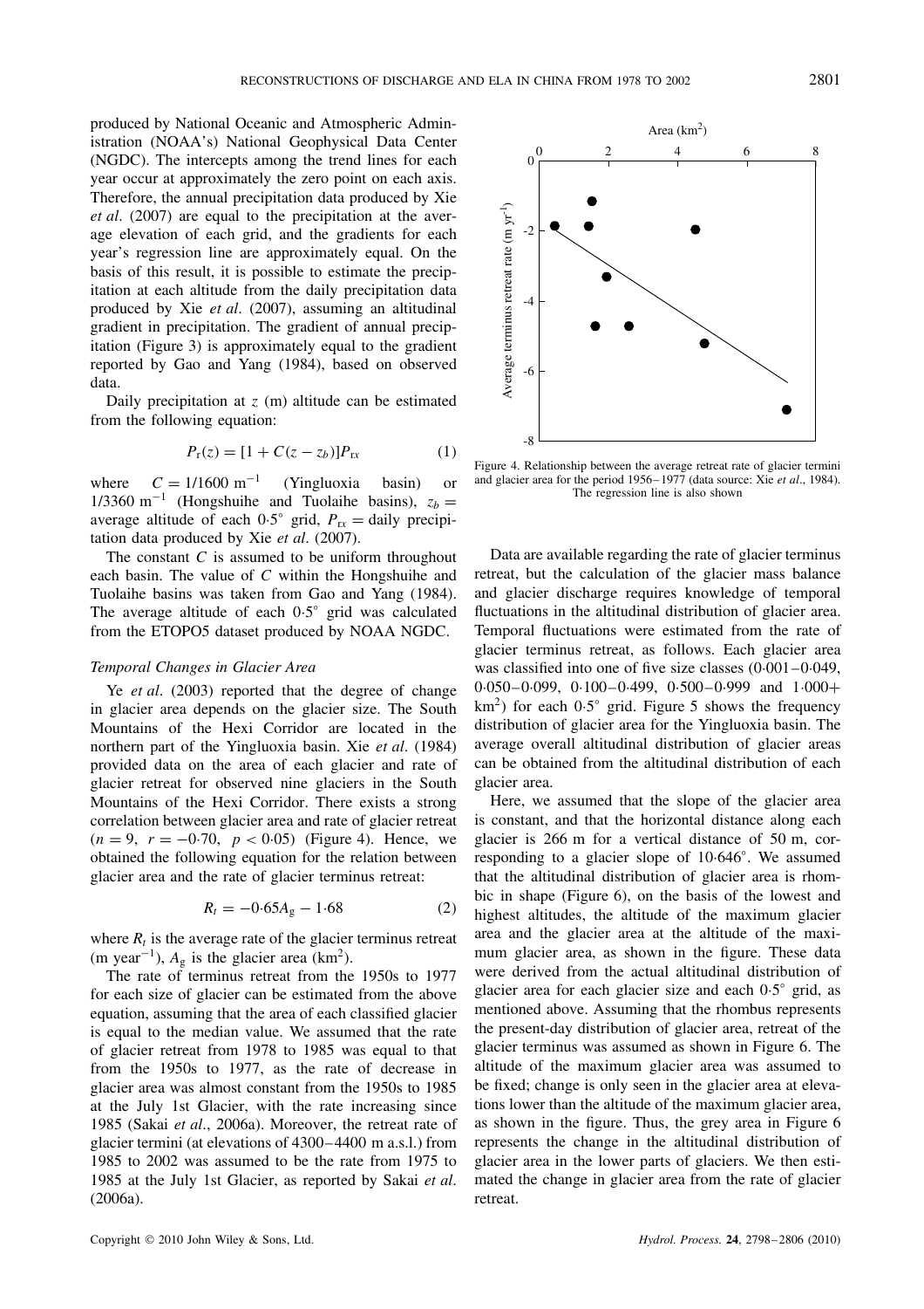produced by National Oceanic and Atmospheric Administration (NOAA's) National Geophysical Data Center (NGDC). The intercepts among the trend lines for each year occur at approximately the zero point on each axis. Therefore, the annual precipitation data produced by Xie *et al*. (2007) are equal to the precipitation at the average elevation of each grid, and the gradients for each year's regression line are approximately equal. On the basis of this result, it is possible to estimate the precipitation at each altitude from the daily precipitation data produced by Xie *et al*. (2007), assuming an altitudinal gradient in precipitation. The gradient of annual precipitation (Figure 3) is approximately equal to the gradient reported by Gao and Yang (1984), based on observed data.

Daily precipitation at $z$ (m) altitude can be estimated from the following equation:

$$P_r(z) = [1 + C(z - z_b)]P_{rx} \quad (1)$$

where $C = 1/1600\ \text{m}^{-1}$ (Yingluoxia basin) or $1/3360\ \text{m}^{-1}$ (Hongshuihe and Tuolaihe basins), $z_b$ = average altitude of each 0·5° grid, $P_{rx}$ = daily precipitation data produced by Xie *et al*. (2007).

The constant $C$ is assumed to be uniform throughout each basin. The value of $C$ within the Hongshuihe and Tuolaihe basins was taken from Gao and Yang (1984). The average altitude of each 0·5° grid was calculated from the ETOPO5 dataset produced by NOAA NGDC.

### *Temporal Changes in Glacier Area*

Ye *et al*. (2003) reported that the degree of change in glacier area depends on the glacier size. The South Mountains of the Hexi Corridor are located in the northern part of the Yingluoxia basin. Xie *et al*. (1984) provided data on the area of each glacier and rate of glacier retreat for observed nine glaciers in the South Mountains of the Hexi Corridor. There exists a strong correlation between glacier area and rate of glacier retreat ($n = 9$, $r = -0{\cdot}70$, $p < 0{\cdot}05$) (Figure 4). Hence, we obtained the following equation for the relation between glacier area and the rate of glacier terminus retreat:

$$R_t = -0{\cdot}65A_g - 1{\cdot}68 \quad (2)$$

where $R_t$ is the average rate of the glacier terminus retreat (m $\text{year}^{-1}$), $A_g$ is the glacier area ($\text{km}^2$).

The rate of terminus retreat from the 1950s to 1977 for each size of glacier can be estimated from the above equation, assuming that the area of each classified glacier is equal to the median value. We assumed that the rate of glacier retreat from 1978 to 1985 was equal to that from the 1950s to 1977, as the rate of decrease in glacier area was almost constant from the 1950s to 1985 at the July 1st Glacier, with the rate increasing since 1985 (Sakai *et al*., 2006a). Moreover, the retreat rate of glacier termini (at elevations of 4300–4400 m a.s.l.) from 1985 to 2002 was assumed to be the rate from 1975 to 1985 at the July 1st Glacier, as reported by Sakai *et al*. (2006a).

Area (km$^2$)
0 2 4 6 8
Average terminus retreat rate (m yr$^{-1}$)
0 -2 -4 -6 -8

Figure 4. Relationship between the average retreat rate of glacier termini and glacier area for the period 1956–1977 (data source: Xie *et al*., 1984). The regression line is also shown

Data are available regarding the rate of glacier terminus retreat, but the calculation of the glacier mass balance and glacier discharge requires knowledge of temporal fluctuations in the altitudinal distribution of glacier area. Temporal fluctuations were estimated from the rate of glacier terminus retreat, as follows. Each glacier area was classified into one of five size classes (0·001–0·049, 0·050–0·099, 0·100–0·499, 0·500–0·999 and 1·000+ km$^2$) for each 0·5° grid. Figure 5 shows the frequency distribution of glacier area for the Yingluoxia basin. The average overall altitudinal distribution of glacier areas can be obtained from the altitudinal distribution of each glacier area.

Here, we assumed that the slope of the glacier area is constant, and that the horizontal distance along each glacier is 266 m for a vertical distance of 50 m, corresponding to a glacier slope of 10·646°. We assumed that the altitudinal distribution of glacier area is rhombic in shape (Figure 6), on the basis of the lowest and highest altitudes, the altitude of the maximum glacier area and the glacier area at the altitude of the maximum glacier area, as shown in the figure. These data were derived from the actual altitudinal distribution of glacier area for each glacier size and each 0·5° grid, as mentioned above. Assuming that the rhombus represents the present-day distribution of glacier area, retreat of the glacier terminus was assumed as shown in Figure 6. The altitude of the maximum glacier area was assumed to be fixed; change is only seen in the glacier area at elevations lower than the altitude of the maximum glacier area, as shown in the figure. Thus, the grey area in Figure 6 represents the change in the altitudinal distribution of glacier area in the lower parts of glaciers. We then estimated the change in glacier area from the rate of glacier retreat.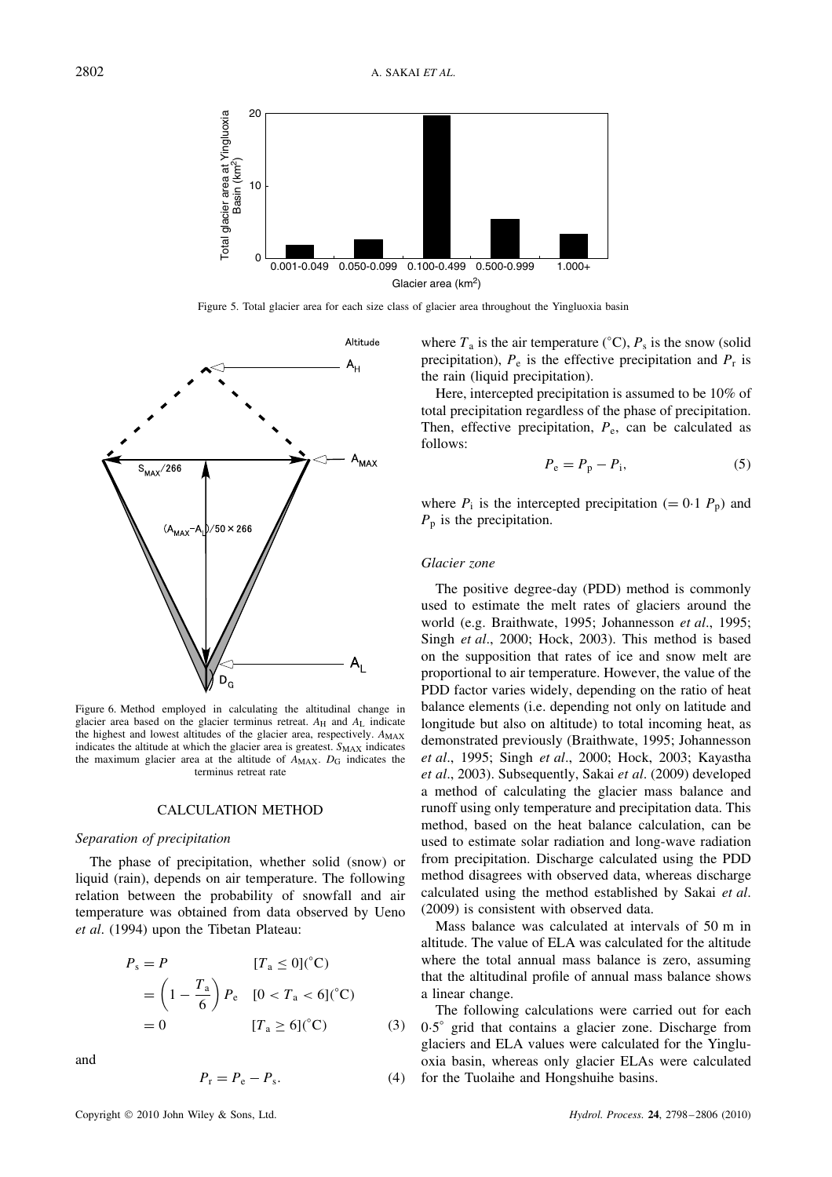Total glacier area at Yingluoxia Basin (km$^2$)

20

10

0

0.001-0.049 0.050-0.099 0.100-0.499 0.500-0.999 1.000+

Glacier area (km$^2$)

Figure 5. Total glacier area for each size class of glacier area throughout the Yingluoxia basin

Altitude

$A_H$

$A_{MAX}$

$S_{MAX}/266$

$(A_{MAX}-A_L)/50 \times 266$

$A_L$

$D_G$

Figure 6. Method employed in calculating the altitudinal change in glacier area based on the glacier terminus retreat. $A_H$ and $A_L$ indicate the highest and lowest altitudes of the glacier area, respectively. $A_{MAX}$ indicates the altitude at which the glacier area is greatest. $S_{MAX}$ indicates the maximum glacier area at the altitude of $A_{MAX}$. $D_G$ indicates the terminus retreat rate

## CALCULATION METHOD

### *Separation of precipitation*

The phase of precipitation, whether solid (snow) or liquid (rain), depends on air temperature. The following relation between the probability of snowfall and air temperature was obtained from data observed by Ueno *et al*. (1994) upon the Tibetan Plateau:

$$
\begin{aligned}
P_s &= P & [T_a \leq 0](^\circ\text{C}) \\
&= \left(1 - \frac{T_a}{6}\right) P_e & [0 < T_a < 6](^\circ\text{C}) \\
&= 0 & [T_a \geq 6](^\circ\text{C})
\end{aligned}
\tag{3}
$$

and

$$P_r = P_e - P_s. \tag{4}$$

where $T_a$ is the air temperature (°C), $P_s$ is the snow (solid precipitation), $P_e$ is the effective precipitation and $P_r$ is the rain (liquid precipitation).

Here, intercepted precipitation is assumed to be 10% of total precipitation regardless of the phase of precipitation. Then, effective precipitation, $P_e$, can be calculated as follows:

$$P_e = P_p - P_i, \tag{5}$$

where $P_i$ is the intercepted precipitation ($= 0{\cdot}1\ P_p$) and $P_p$ is the precipitation.

### *Glacier zone*

The positive degree-day (PDD) method is commonly used to estimate the melt rates of glaciers around the world (e.g. Braithwate, 1995; Johannesson *et al*., 1995; Singh *et al*., 2000; Hock, 2003). This method is based on the supposition that rates of ice and snow melt are proportional to air temperature. However, the value of the PDD factor varies widely, depending on the ratio of heat balance elements (i.e. depending not only on latitude and longitude but also on altitude) to total incoming heat, as demonstrated previously (Braithwate, 1995; Johannesson *et al*., 1995; Singh *et al*., 2000; Hock, 2003; Kayastha *et al*., 2003). Subsequently, Sakai *et al*. (2009) developed a method of calculating the glacier mass balance and runoff using only temperature and precipitation data. This method, based on the heat balance calculation, can be used to estimate solar radiation and long-wave radiation from precipitation. Discharge calculated using the PDD method disagrees with observed data, whereas discharge calculated using the method established by Sakai *et al*. (2009) is consistent with observed data.

Mass balance was calculated at intervals of 50 m in altitude. The value of ELA was calculated for the altitude where the total annual mass balance is zero, assuming that the altitudinal profile of annual mass balance shows a linear change.

The following calculations were carried out for each 0·5° grid that contains a glacier zone. Discharge from glaciers and ELA values were calculated for the Yingluoxia basin, whereas only glacier ELAs were calculated for the Tuolaihe and Hongshuihe basins.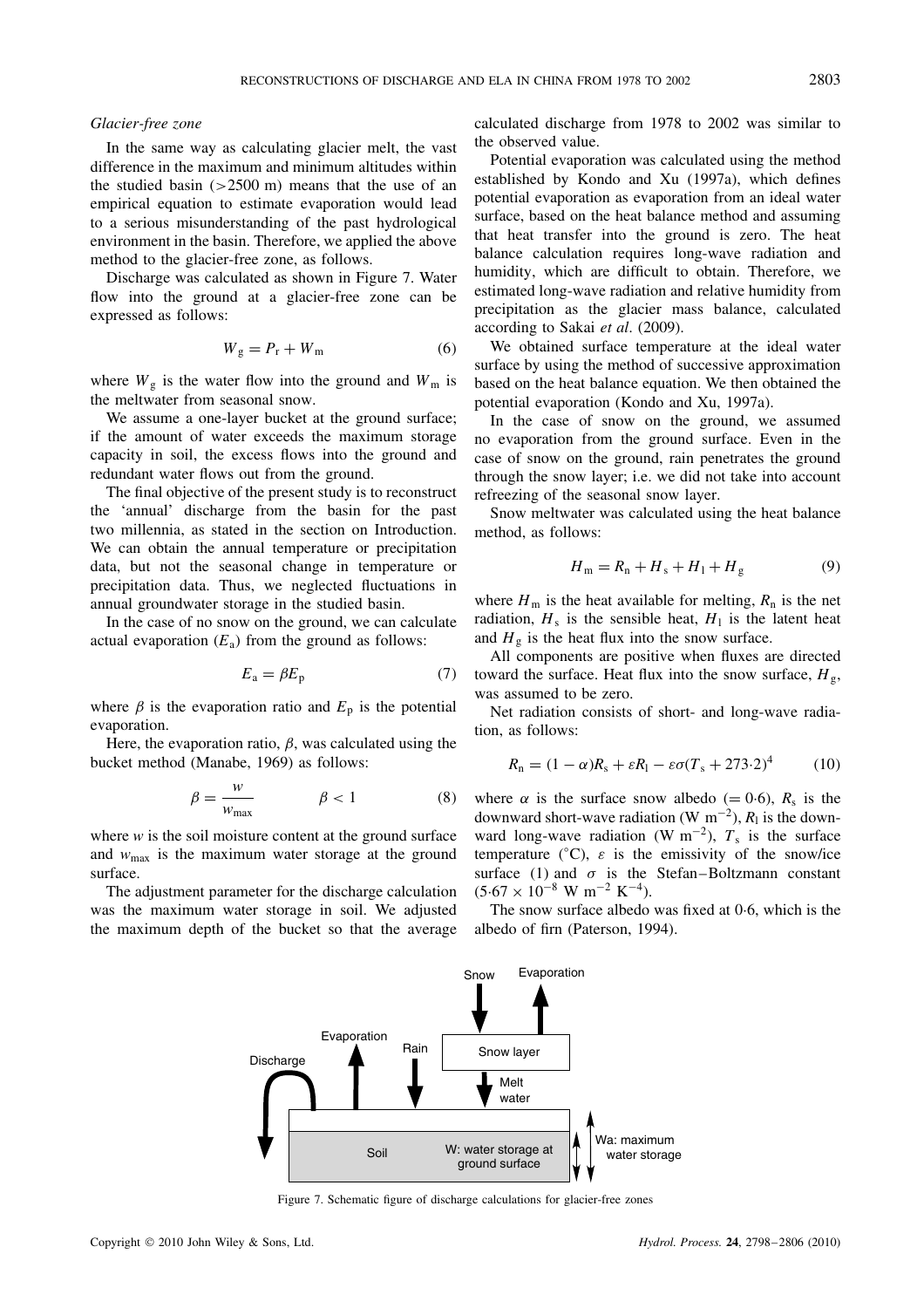### Glacier-free zone

In the same way as calculating glacier melt, the vast difference in the maximum and minimum altitudes within the studied basin (>2500 m) means that the use of an empirical equation to estimate evaporation would lead to a serious misunderstanding of the past hydrological environment in the basin. Therefore, we applied the above method to the glacier-free zone, as follows.

Discharge was calculated as shown in Figure 7. Water flow into the ground at a glacier-free zone can be expressed as follows:

$$W_g = P_r + W_m \tag{6}$$

where $W_g$ is the water flow into the ground and $W_m$ is the meltwater from seasonal snow.

We assume a one-layer bucket at the ground surface; if the amount of water exceeds the maximum storage capacity in soil, the excess flows into the ground and redundant water flows out from the ground.

The final objective of the present study is to reconstruct the 'annual' discharge from the basin for the past two millennia, as stated in the section on Introduction. We can obtain the annual temperature or precipitation data, but not the seasonal change in temperature or precipitation data. Thus, we neglected fluctuations in annual groundwater storage in the studied basin.

In the case of no snow on the ground, we can calculate actual evaporation ($E_a$) from the ground as follows:

$$E_a = \beta E_p \tag{7}$$

where $\beta$ is the evaporation ratio and $E_p$ is the potential evaporation.

Here, the evaporation ratio, $\beta$, was calculated using the bucket method (Manabe, 1969) as follows:

$$\beta = \frac{w}{w_{\max}} \qquad \beta < 1 \tag{8}$$

where $w$ is the soil moisture content at the ground surface and $w_{\max}$ is the maximum water storage at the ground surface.

The adjustment parameter for the discharge calculation was the maximum water storage in soil. We adjusted the maximum depth of the bucket so that the average calculated discharge from 1978 to 2002 was similar to the observed value.

Potential evaporation was calculated using the method established by Kondo and Xu (1997a), which defines potential evaporation as evaporation from an ideal water surface, based on the heat balance method and assuming that heat transfer into the ground is zero. The heat balance calculation requires long-wave radiation and humidity, which are difficult to obtain. Therefore, we estimated long-wave radiation and relative humidity from precipitation as the glacier mass balance, calculated according to Sakai *et al*. (2009).

We obtained surface temperature at the ideal water surface by using the method of successive approximation based on the heat balance equation. We then obtained the potential evaporation (Kondo and Xu, 1997a).

In the case of snow on the ground, we assumed no evaporation from the ground surface. Even in the case of snow on the ground, rain penetrates the ground through the snow layer; i.e. we did not take into account refreezing of the seasonal snow layer.

Snow meltwater was calculated using the heat balance method, as follows:

$$H_m = R_n + H_s + H_l + H_g \tag{9}$$

where $H_m$ is the heat available for melting, $R_n$ is the net radiation, $H_s$ is the sensible heat, $H_l$ is the latent heat and $H_g$ is the heat flux into the snow surface.

All components are positive when fluxes are directed toward the surface. Heat flux into the snow surface, $H_g$, was assumed to be zero.

Net radiation consists of short- and long-wave radiation, as follows:

$$R_n = (1 - \alpha)R_s + \varepsilon R_l - \varepsilon\sigma(T_s + 273.2)^4 \tag{10}$$

where $\alpha$ is the surface snow albedo (= 0·6), $R_s$ is the downward short-wave radiation (W m$^{-2}$), $R_l$ is the downward long-wave radiation (W m$^{-2}$), $T_s$ is the surface temperature (°C), $\varepsilon$ is the emissivity of the snow/ice surface (1) and $\sigma$ is the Stefan–Boltzmann constant ($5.67 \times 10^{-8}$ W m$^{-2}$ K$^{-4}$).

The snow surface albedo was fixed at 0·6, which is the albedo of firn (Paterson, 1994).

Snow
Evaporation
Evaporation
Rain
Snow layer
Discharge
Melt water
Soil
W: water storage at ground surface
Wa: maximum water storage

Figure 7. Schematic figure of discharge calculations for glacier-free zones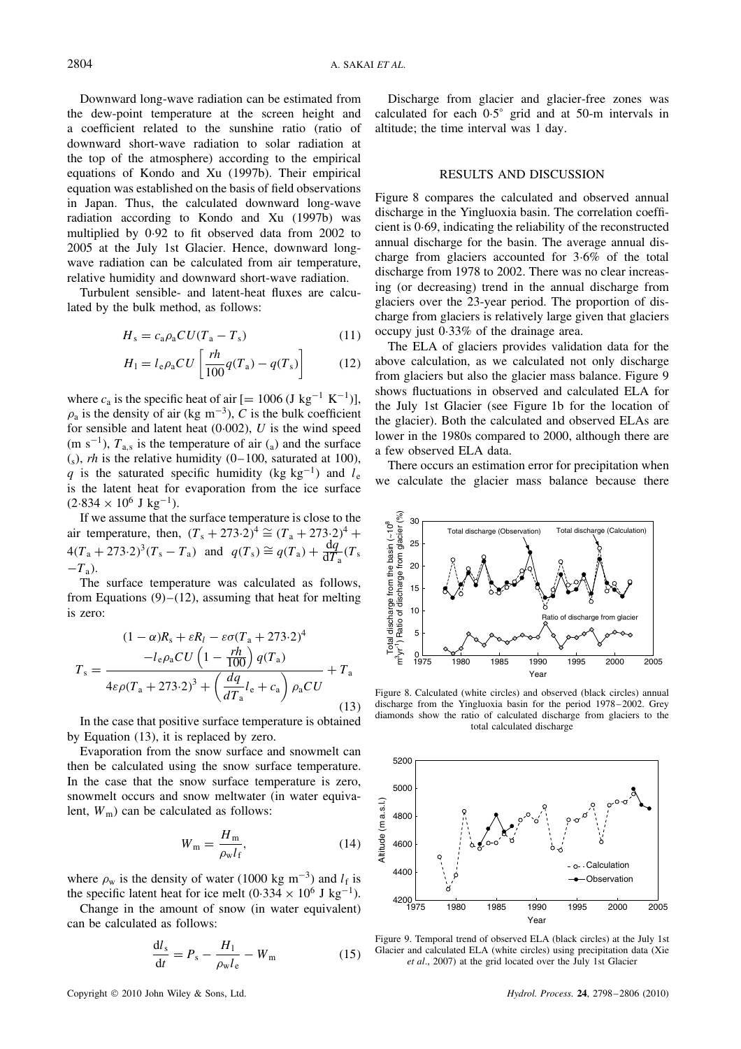Downward long-wave radiation can be estimated from the dew-point temperature at the screen height and a coefficient related to the sunshine ratio (ratio of downward short-wave radiation to solar radiation at the top of the atmosphere) according to the empirical equations of Kondo and Xu (1997b). Their empirical equation was established on the basis of field observations in Japan. Thus, the calculated downward long-wave radiation according to Kondo and Xu (1997b) was multiplied by 0·92 to fit observed data from 2002 to 2005 at the July 1st Glacier. Hence, downward long-wave radiation can be calculated from air temperature, relative humidity and downward short-wave radiation.

Turbulent sensible- and latent-heat fluxes are calculated by the bulk method, as follows:

$$H_s = c_a \rho_a C U (T_a - T_s) \tag{11}$$

$$H_l = l_e \rho_a C U \left[ \frac{rh}{100} q(T_a) - q(T_s) \right] \tag{12}$$

where $c_a$ is the specific heat of air [$= 1006$ (J kg$^{-1}$ K$^{-1}$)], $\rho_a$ is the density of air (kg m$^{-3}$), $C$ is the bulk coefficient for sensible and latent heat (0·002), $U$ is the wind speed (m s$^{-1}$), $T_{a,s}$ is the temperature of air ($_a$) and the surface ($_s$), $rh$ is the relative humidity (0–100, saturated at 100), $q$ is the saturated specific humidity (kg kg$^{-1}$) and $l_e$ is the latent heat for evaporation from the ice surface ($2{\cdot}834 \times 10^6$ J kg$^{-1}$).

If we assume that the surface temperature is close to the air temperature, then, $(T_s + 273{\cdot}2)^4 \cong (T_a + 273{\cdot}2)^4 + 4(T_a + 273{\cdot}2)^3 (T_s - T_a)$ and $q(T_s) \cong q(T_a) + \frac{dq}{dT_a}(T_s - T_a)$.

The surface temperature was calculated as follows, from Equations (9)–(12), assuming that heat for melting is zero:

$$T_s = \frac{(1-\alpha)R_s + \varepsilon R_l - \varepsilon \sigma (T_a + 273{\cdot}2)^4 - l_e \rho_a C U \left(1 - \frac{rh}{100}\right) q(T_a)}{4\varepsilon \rho (T_a + 273{\cdot}2)^3 + \left(\frac{dq}{dT_a} l_e + c_a\right) \rho_a C U} + T_a \tag{13}$$

In the case that positive surface temperature is obtained by Equation (13), it is replaced by zero.

Evaporation from the snow surface and snowmelt can then be calculated using the snow surface temperature. In the case that the snow surface temperature is zero, snowmelt occurs and snow meltwater (in water equivalent, $W_m$) can be calculated as follows:

$$W_m = \frac{H_m}{\rho_w l_f}, \tag{14}$$

where $\rho_w$ is the density of water (1000 kg m$^{-3}$) and $l_f$ is the specific latent heat for ice melt ($0{\cdot}334 \times 10^6$ J kg$^{-1}$).

Change in the amount of snow (in water equivalent) can be calculated as follows:

$$\frac{dl_s}{dt} = P_s - \frac{H_l}{\rho_w l_e} - W_m \tag{15}$$

Discharge from glacier and glacier-free zones was calculated for each 0·5° grid and at 50-m intervals in altitude; the time interval was 1 day.

## RESULTS AND DISCUSSION

Figure 8 compares the calculated and observed annual discharge in the Yingluoxia basin. The correlation coefficient is 0·69, indicating the reliability of the reconstructed annual discharge for the basin. The average annual discharge from glaciers accounted for 3·6% of the total discharge from 1978 to 2002. There was no clear increasing (or decreasing) trend in the annual discharge from glaciers over the 23-year period. The proportion of discharge from glaciers is relatively large given that glaciers occupy just 0·33% of the drainage area.

The ELA of glaciers provides validation data for the above calculation, as we calculated not only discharge from glaciers but also the glacier mass balance. Figure 9 shows fluctuations in observed and calculated ELA for the July 1st Glacier (see Figure 1b for the location of the glacier). Both the calculated and observed ELAs are lower in the 1980s compared to 2000, although there are a few observed ELA data.

There occurs an estimation error for precipitation when we calculate the glacier mass balance because there

Total discharge from the basin (×10$^8$ m$^3$yr$^{-1}$) Ratio of discharge from glacier (%)
Total discharge (Observation)
Total discharge (Calculation)
Ratio of discharge from glacier
Year
0 5 10 15 20 25 30
1975 1980 1985 1990 1995 2000 2005

Figure 8. Calculated (white circles) and observed (black circles) annual discharge from the Yingluoxia basin for the period 1978–2002. Grey diamonds show the ratio of calculated discharge from glaciers to the total calculated discharge

Altitude (m a.s.l.)
Calculation
Observation
Year
4200 4400 4600 4800 5000 5200
1975 1980 1985 1990 1995 2000 2005

Figure 9. Temporal trend of observed ELA (black circles) at the July 1st Glacier and calculated ELA (white circles) using precipitation data (Xie *et al*., 2007) at the grid located over the July 1st Glacier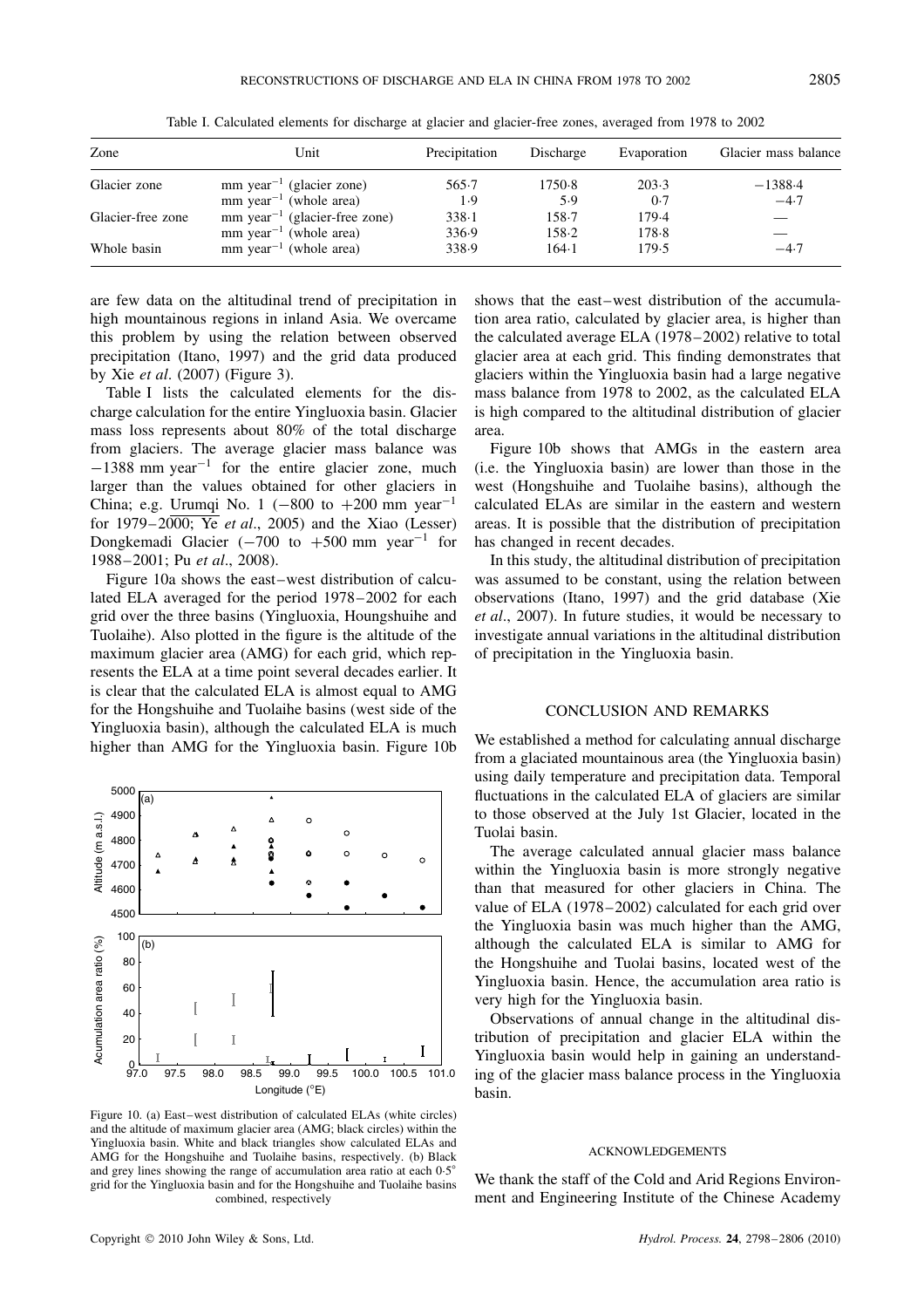Table I. Calculated elements for discharge at glacier and glacier-free zones, averaged from 1978 to 2002

| Zone | Unit | Precipitation | Discharge | Evaporation | Glacier mass balance |
|---|---|---|---|---|---|
| Glacier zone | mm year$^{-1}$ (glacier zone) | 565·7 | 1750·8 | 203·3 | −1388·4 |
| | mm year$^{-1}$ (whole area) | 1·9 | 5·9 | 0·7 | −4·7 |
| Glacier-free zone | mm year$^{-1}$ (glacier-free zone) | 338·1 | 158·7 | 179·4 | — |
| | mm year$^{-1}$ (whole area) | 336·9 | 158·2 | 178·8 | — |
| Whole basin | mm year$^{-1}$ (whole area) | 338·9 | 164·1 | 179·5 | −4·7 |

are few data on the altitudinal trend of precipitation in high mountainous regions in inland Asia. We overcame this problem by using the relation between observed precipitation (Itano, 1997) and the grid data produced by Xie *et al*. (2007) (Figure 3).

Table I lists the calculated elements for the discharge calculation for the entire Yingluoxia basin. Glacier mass loss represents about 80% of the total discharge from glaciers. The average glacier mass balance was −1388 mm year$^{-1}$ for the entire glacier zone, much larger than the values obtained for other glaciers in China; e.g. Urumqi No. 1 (−800 to +200 mm year$^{-1}$ for 1979–2000; Ye *et al*., 2005) and the Xiao (Lesser) Dongkemadi Glacier (−700 to +500 mm year$^{-1}$ for 1988–2001; Pu *et al*., 2008).

Figure 10a shows the east–west distribution of calculated ELA averaged for the period 1978–2002 for each grid over the three basins (Yingluoxia, Houngshuihe and Tuolaihe). Also plotted in the figure is the altitude of the maximum glacier area (AMG) for each grid, which represents the ELA at a time point several decades earlier. It is clear that the calculated ELA is almost equal to AMG for the Hongshuihe and Tuolaihe basins (west side of the Yingluoxia basin), although the calculated ELA is much higher than AMG for the Yingluoxia basin. Figure 10b shows that the east–west distribution of the accumulation area ratio, calculated by glacier area, is higher than the calculated average ELA (1978–2002) relative to total glacier area at each grid. This finding demonstrates that glaciers within the Yingluoxia basin had a large negative mass balance from 1978 to 2002, as the calculated ELA is high compared to the altitudinal distribution of glacier area.

(a)
Altitude (m a.s.l.)
5000
4900
4800
4700
4600
4500

(b)
Acumulation area ratio (%)
100
80
60
40
20
0
97.0 97.5 98.0 98.5 99.0 99.5 100.0 100.5 101.0
Longitude (°E)

Figure 10. (a) East–west distribution of calculated ELAs (white circles) and the altitude of maximum glacier area (AMG; black circles) within the Yingluoxia basin. White and black triangles show calculated ELAs and AMG for the Hongshuihe and Tuolaihe basins, respectively. (b) Black and grey lines showing the range of accumulation area ratio at each 0·5° grid for the Yingluoxia basin and for the Hongshuihe and Tuolaihe basins combined, respectively

Figure 10b shows that AMGs in the eastern area (i.e. the Yingluoxia basin) are lower than those in the west (Hongshuihe and Tuolaihe basins), although the calculated ELAs are similar in the eastern and western areas. It is possible that the distribution of precipitation has changed in recent decades.

In this study, the altitudinal distribution of precipitation was assumed to be constant, using the relation between observations (Itano, 1997) and the grid database (Xie *et al*., 2007). In future studies, it would be necessary to investigate annual variations in the altitudinal distribution of precipitation in the Yingluoxia basin.

## CONCLUSION AND REMARKS

We established a method for calculating annual discharge from a glaciated mountainous area (the Yingluoxia basin) using daily temperature and precipitation data. Temporal fluctuations in the calculated ELA of glaciers are similar to those observed at the July 1st Glacier, located in the Tuolai basin.

The average calculated annual glacier mass balance within the Yingluoxia basin is more strongly negative than that measured for other glaciers in China. The value of ELA (1978–2002) calculated for each grid over the Yingluoxia basin was much higher than the AMG, although the calculated ELA is similar to AMG for the Hongshuihe and Tuolai basins, located west of the Yingluoxia basin. Hence, the accumulation area ratio is very high for the Yingluoxia basin.

Observations of annual change in the altitudinal distribution of precipitation and glacier ELA within the Yingluoxia basin would help in gaining an understanding of the glacier mass balance process in the Yingluoxia basin.

## ACKNOWLEDGEMENTS

We thank the staff of the Cold and Arid Regions Environment and Engineering Institute of the Chinese Academy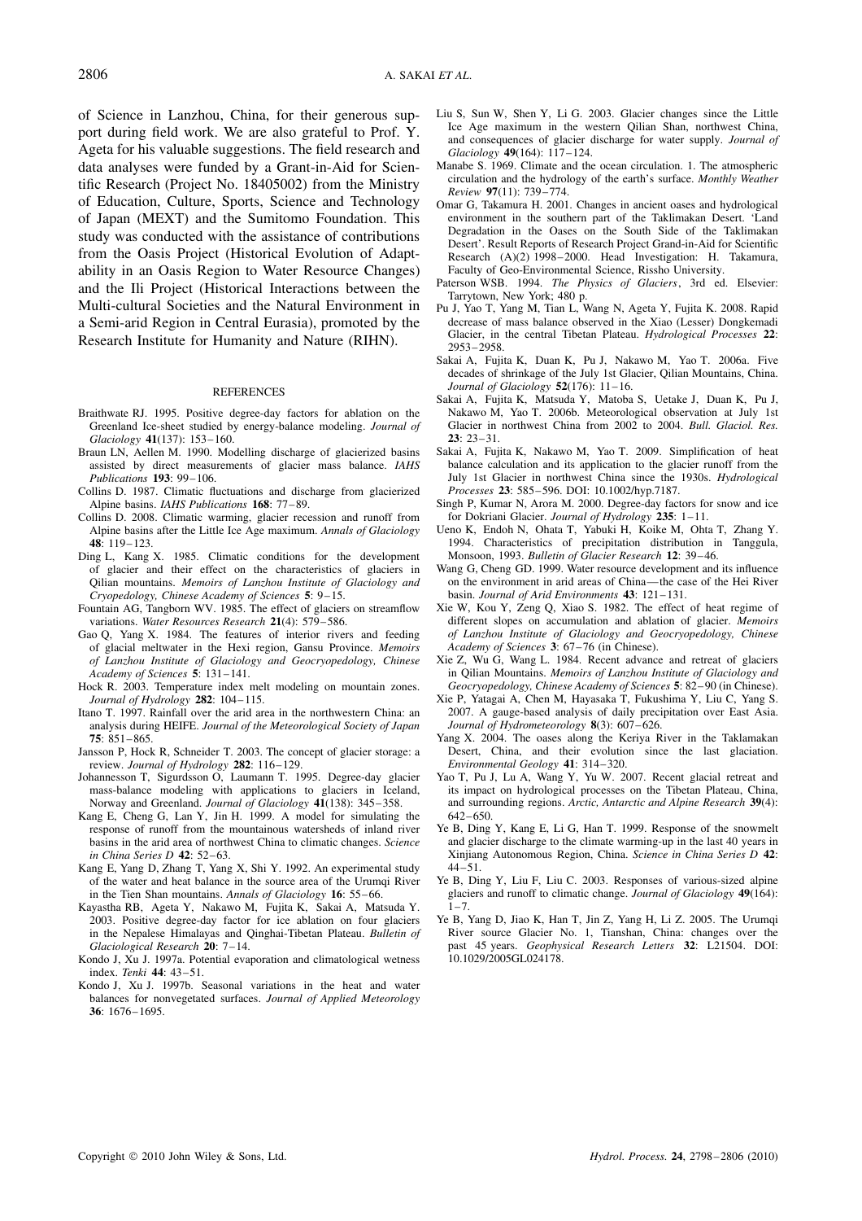of Science in Lanzhou, China, for their generous support during field work. We are also grateful to Prof. Y. Ageta for his valuable suggestions. The field research and data analyses were funded by a Grant-in-Aid for Scientific Research (Project No. 18405002) from the Ministry of Education, Culture, Sports, Science and Technology of Japan (MEXT) and the Sumitomo Foundation. This study was conducted with the assistance of contributions from the Oasis Project (Historical Evolution of Adaptability in an Oasis Region to Water Resource Changes) and the Ili Project (Historical Interactions between the Multi-cultural Societies and the Natural Environment in a Semi-arid Region in Central Eurasia), promoted by the Research Institute for Humanity and Nature (RIHN).

## REFERENCES

Braithwate RJ. 1995. Positive degree-day factors for ablation on the Greenland Ice-sheet studied by energy-balance modeling. *Journal of Glaciology* **41**(137): 153–160.

Braun LN, Aellen M. 1990. Modelling discharge of glacierized basins assisted by direct measurements of glacier mass balance. *IAHS Publications* **193**: 99–106.

Collins D. 1987. Climatic fluctuations and discharge from glacierized Alpine basins. *IAHS Publications* **168**: 77–89.

Collins D. 2008. Climatic warming, glacier recession and runoff from Alpine basins after the Little Ice Age maximum. *Annals of Glaciology* **48**: 119–123.

Ding L, Kang X. 1985. Climatic conditions for the development of glacier and their effect on the characteristics of glaciers in Qilian mountains. *Memoirs of Lanzhou Institute of Glaciology and Cryopedology, Chinese Academy of Sciences* **5**: 9–15.

Fountain AG, Tangborn WV. 1985. The effect of glaciers on streamflow variations. *Water Resources Research* **21**(4): 579–586.

Gao Q, Yang X. 1984. The features of interior rivers and feeding of glacial meltwater in the Hexi region, Gansu Province. *Memoirs of Lanzhou Institute of Glaciology and Geocryopedology, Chinese Academy of Sciences* **5**: 131–141.

Hock R. 2003. Temperature index melt modeling on mountain zones. *Journal of Hydrology* **282**: 104–115.

Itano T. 1997. Rainfall over the arid area in the northwestern China: an analysis during HEIFE. *Journal of the Meteorological Society of Japan* **75**: 851–865.

Jansson P, Hock R, Schneider T. 2003. The concept of glacier storage: a review. *Journal of Hydrology* **282**: 116–129.

Johannesson T, Sigurdsson O, Laumann T. 1995. Degree-day glacier mass-balance modeling with applications to glaciers in Iceland, Norway and Greenland. *Journal of Glaciology* **41**(138): 345–358.

Kang E, Cheng G, Lan Y, Jin H. 1999. A model for simulating the response of runoff from the mountainous watersheds of inland river basins in the arid area of northwest China to climatic changes. *Science in China Series D* **42**: 52–63.

Kang E, Yang D, Zhang T, Yang X, Shi Y. 1992. An experimental study of the water and heat balance in the source area of the Urumqi River in the Tien Shan mountains. *Annals of Glaciology* **16**: 55–66.

Kayastha RB, Ageta Y, Nakawo M, Fujita K, Sakai A, Matsuda Y. 2003. Positive degree-day factor for ice ablation on four glaciers in the Nepalese Himalayas and Qinghai-Tibetan Plateau. *Bulletin of Glaciological Research* **20**: 7–14.

Kondo J, Xu J. 1997a. Potential evaporation and climatological wetness index. *Tenki* **44**: 43–51.

Kondo J, Xu J. 1997b. Seasonal variations in the heat and water balances for nonvegetated surfaces. *Journal of Applied Meteorology* **36**: 1676–1695.

Liu S, Sun W, Shen Y, Li G. 2003. Glacier changes since the Little Ice Age maximum in the western Qilian Shan, northwest China, and consequences of glacier discharge for water supply. *Journal of Glaciology* **49**(164): 117–124.

Manabe S. 1969. Climate and the ocean circulation. 1. The atmospheric circulation and the hydrology of the earth's surface. *Monthly Weather Review* **97**(11): 739–774.

Omar G, Takamura H. 2001. Changes in ancient oases and hydrological environment in the southern part of the Taklimakan Desert. 'Land Degradation in the Oases on the South Side of the Taklimakan Desert'. Result Reports of Research Project Grand-in-Aid for Scientific Research (A)(2) 1998–2000. Head Investigation: H. Takamura, Faculty of Geo-Environmental Science, Rissho University.

Paterson WSB. 1994. *The Physics of Glaciers*, 3rd ed. Elsevier: Tarrytown, New York; 480 p.

Pu J, Yao T, Yang M, Tian L, Wang N, Ageta Y, Fujita K. 2008. Rapid decrease of mass balance observed in the Xiao (Lesser) Dongkemadi Glacier, in the central Tibetan Plateau. *Hydrological Processes* **22**: 2953–2958.

Sakai A, Fujita K, Duan K, Pu J, Nakawo M, Yao T. 2006a. Five decades of shrinkage of the July 1st Glacier, Qilian Mountains, China. *Journal of Glaciology* **52**(176): 11–16.

Sakai A, Fujita K, Matsuda Y, Matoba S, Uetake J, Duan K, Pu J, Nakawo M, Yao T. 2006b. Meteorological observation at July 1st Glacier in northwest China from 2002 to 2004. *Bull. Glaciol. Res.* **23**: 23–31.

Sakai A, Fujita K, Nakawo M, Yao T. 2009. Simplification of heat balance calculation and its application to the glacier runoff from the July 1st Glacier in northwest China since the 1930s. *Hydrological Processes* **23**: 585–596. DOI: 10.1002/hyp.7187.

Singh P, Kumar N, Arora M. 2000. Degree-day factors for snow and ice for Dokriani Glacier. *Journal of Hydrology* **235**: 1–11.

Ueno K, Endoh N, Ohata T, Yabuki H, Koike M, Ohta T, Zhang Y. 1994. Characteristics of precipitation distribution in Tanggula, Monsoon, 1993. *Bulletin of Glacier Research* **12**: 39–46.

Wang G, Cheng GD. 1999. Water resource development and its influence on the environment in arid areas of China—the case of the Hei River basin. *Journal of Arid Environments* **43**: 121–131.

Xie W, Kou Y, Zeng Q, Xiao S. 1982. The effect of heat regime of different slopes on accumulation and ablation of glacier. *Memoirs of Lanzhou Institute of Glaciology and Geocryopedology, Chinese Academy of Sciences* **3**: 67–76 (in Chinese).

Xie Z, Wu G, Wang L. 1984. Recent advance and retreat of glaciers in Qilian Mountains. *Memoirs of Lanzhou Institute of Glaciology and Geocryopedology, Chinese Academy of Sciences* **5**: 82–90 (in Chinese).

Xie P, Yatagai A, Chen M, Hayasaka T, Fukushima Y, Liu C, Yang S. 2007. A gauge-based analysis of daily precipitation over East Asia. *Journal of Hydrometeorology* **8**(3): 607–626.

Yang X. 2004. The oases along the Keriya River in the Taklamakan Desert, China, and their evolution since the last glaciation. *Environmental Geology* **41**: 314–320.

Yao T, Pu J, Lu A, Wang Y, Yu W. 2007. Recent glacial retreat and its impact on hydrological processes on the Tibetan Plateau, China, and surrounding regions. *Arctic, Antarctic and Alpine Research* **39**(4): 642–650.

Ye B, Ding Y, Kang E, Li G, Han T. 1999. Response of the snowmelt and glacier discharge to the climate warming-up in the last 40 years in Xinjiang Autonomous Region, China. *Science in China Series D* **42**: 44–51.

Ye B, Ding Y, Liu F, Liu C. 2003. Responses of various-sized alpine glaciers and runoff to climatic change. *Journal of Glaciology* **49**(164): 1–7.

Ye B, Yang D, Jiao K, Han T, Jin Z, Yang H, Li Z. 2005. The Urumqi River source Glacier No. 1, Tianshan, China: changes over the past 45 years. *Geophysical Research Letters* **32**: L21504. DOI: 10.1029/2005GL024178.